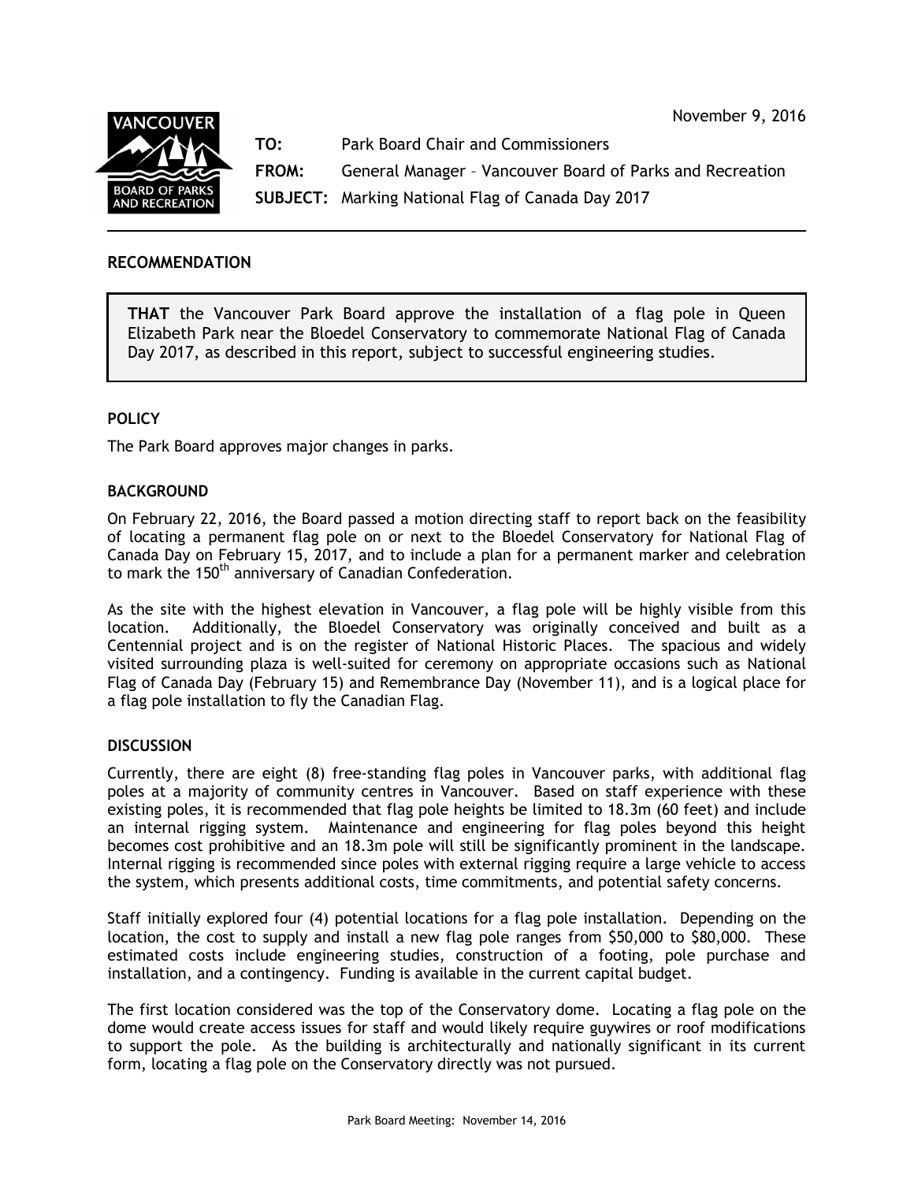November 9, 2016

**TO:** Park Board Chair and Commissioners

**FROM:** General Manager – Vancouver Board of Parks and Recreation

**SUBJECT:** Marking National Flag of Canada Day 2017

---

## RECOMMENDATION

**THAT** the Vancouver Park Board approve the installation of a flag pole in Queen Elizabeth Park near the Bloedel Conservatory to commemorate National Flag of Canada Day 2017, as described in this report, subject to successful engineering studies.

## POLICY

The Park Board approves major changes in parks.

## BACKGROUND

On February 22, 2016, the Board passed a motion directing staff to report back on the feasibility of locating a permanent flag pole on or next to the Bloedel Conservatory for National Flag of Canada Day on February 15, 2017, and to include a plan for a permanent marker and celebration to mark the 150th anniversary of Canadian Confederation.

As the site with the highest elevation in Vancouver, a flag pole will be highly visible from this location. Additionally, the Bloedel Conservatory was originally conceived and built as a Centennial project and is on the register of National Historic Places. The spacious and widely visited surrounding plaza is well-suited for ceremony on appropriate occasions such as National Flag of Canada Day (February 15) and Remembrance Day (November 11), and is a logical place for a flag pole installation to fly the Canadian Flag.

## DISCUSSION

Currently, there are eight (8) free-standing flag poles in Vancouver parks, with additional flag poles at a majority of community centres in Vancouver. Based on staff experience with these existing poles, it is recommended that flag pole heights be limited to 18.3m (60 feet) and include an internal rigging system. Maintenance and engineering for flag poles beyond this height becomes cost prohibitive and an 18.3m pole will still be significantly prominent in the landscape. Internal rigging is recommended since poles with external rigging require a large vehicle to access the system, which presents additional costs, time commitments, and potential safety concerns.

Staff initially explored four (4) potential locations for a flag pole installation. Depending on the location, the cost to supply and install a new flag pole ranges from $50,000 to $80,000. These estimated costs include engineering studies, construction of a footing, pole purchase and installation, and a contingency. Funding is available in the current capital budget.

The first location considered was the top of the Conservatory dome. Locating a flag pole on the dome would create access issues for staff and would likely require guywires or roof modifications to support the pole. As the building is architecturally and nationally significant in its current form, locating a flag pole on the Conservatory directly was not pursued.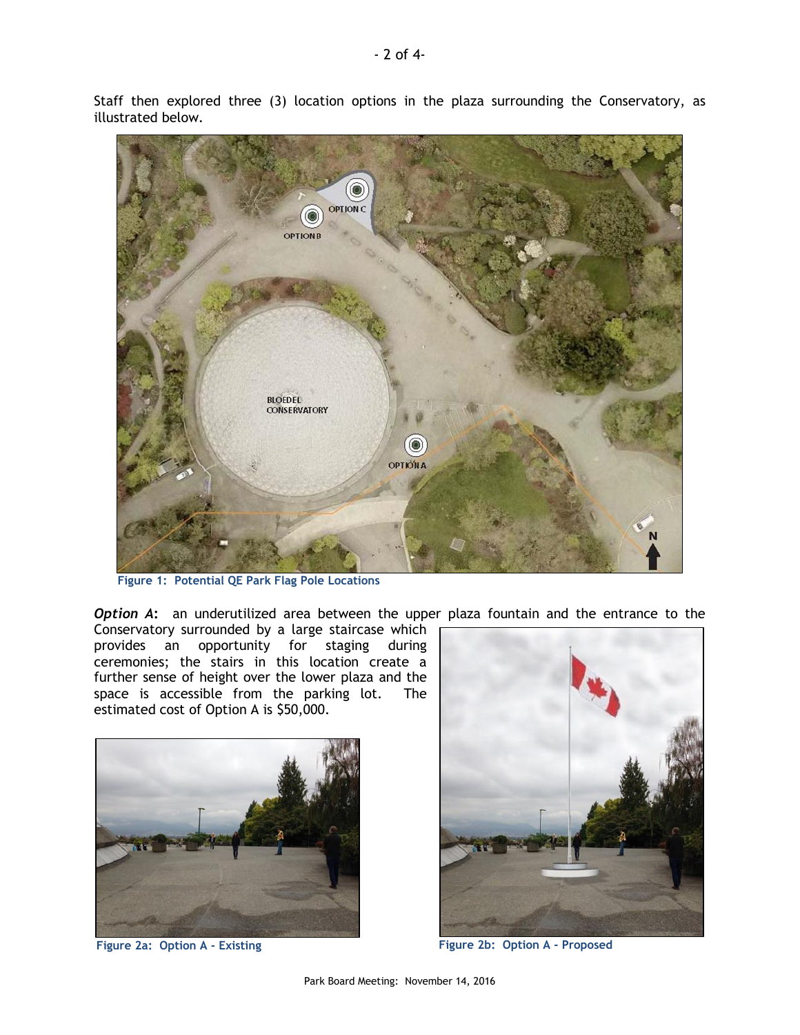Staff then explored three (3) location options in the plaza surrounding the Conservatory, as illustrated below.

Figure 1: Potential QE Park Flag Pole Locations

***Option A*:** an underutilized area between the upper plaza fountain and the entrance to the Conservatory surrounded by a large staircase which provides an opportunity for staging during ceremonies; the stairs in this location create a further sense of height over the lower plaza and the space is accessible from the parking lot. The estimated cost of Option A is $50,000.

Figure 2a: Option A - Existing

Figure 2b: Option A - Proposed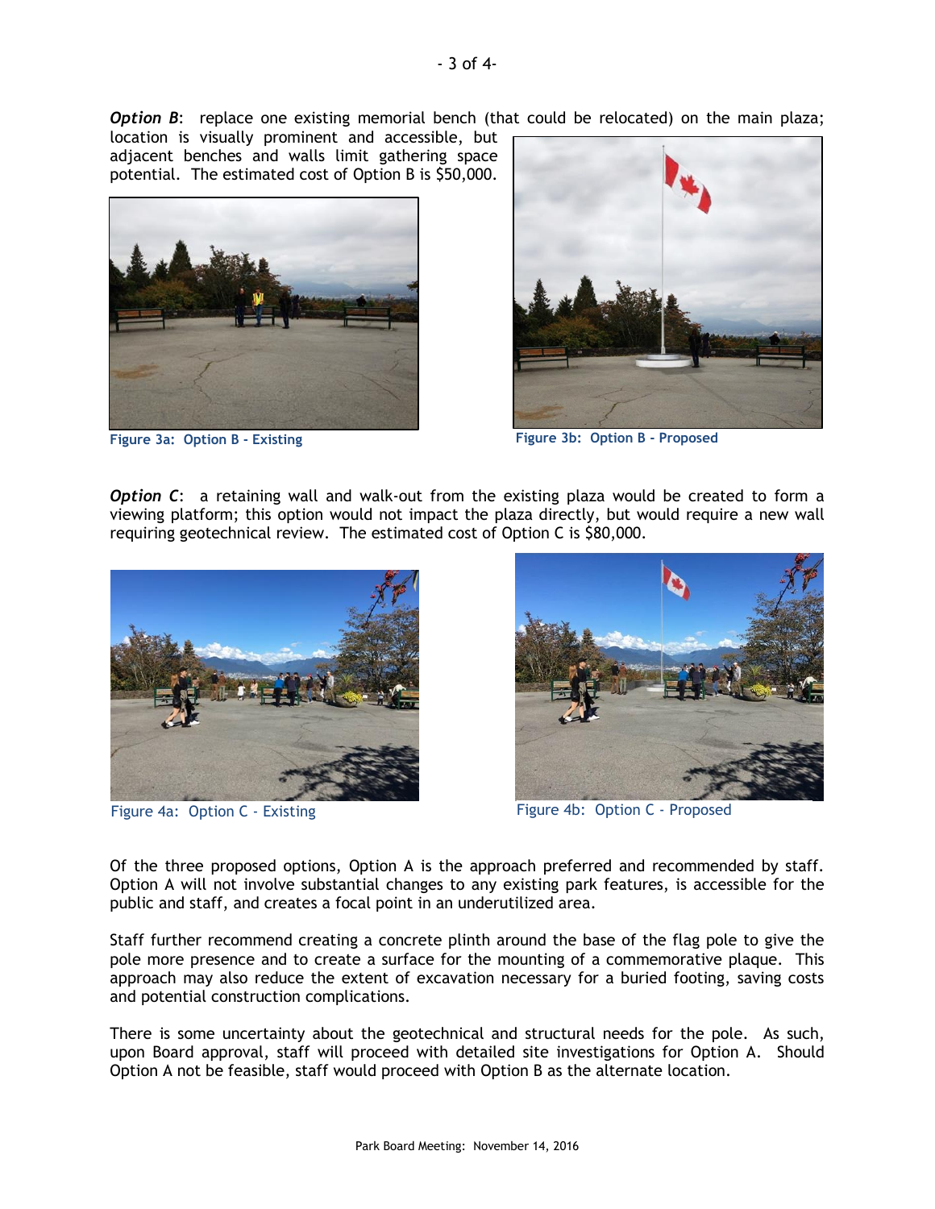***Option B***: replace one existing memorial bench (that could be relocated) on the main plaza; location is visually prominent and accessible, but adjacent benches and walls limit gathering space potential. The estimated cost of Option B is $50,000.

**Figure 3a: Option B - Existing**

**Figure 3b: Option B - Proposed**

***Option C***: a retaining wall and walk-out from the existing plaza would be created to form a viewing platform; this option would not impact the plaza directly, but would require a new wall requiring geotechnical review. The estimated cost of Option C is $80,000.

Figure 4a: Option C - Existing

Figure 4b: Option C - Proposed

Of the three proposed options, Option A is the approach preferred and recommended by staff. Option A will not involve substantial changes to any existing park features, is accessible for the public and staff, and creates a focal point in an underutilized area.

Staff further recommend creating a concrete plinth around the base of the flag pole to give the pole more presence and to create a surface for the mounting of a commemorative plaque. This approach may also reduce the extent of excavation necessary for a buried footing, saving costs and potential construction complications.

There is some uncertainty about the geotechnical and structural needs for the pole. As such, upon Board approval, staff will proceed with detailed site investigations for Option A. Should Option A not be feasible, staff would proceed with Option B as the alternate location.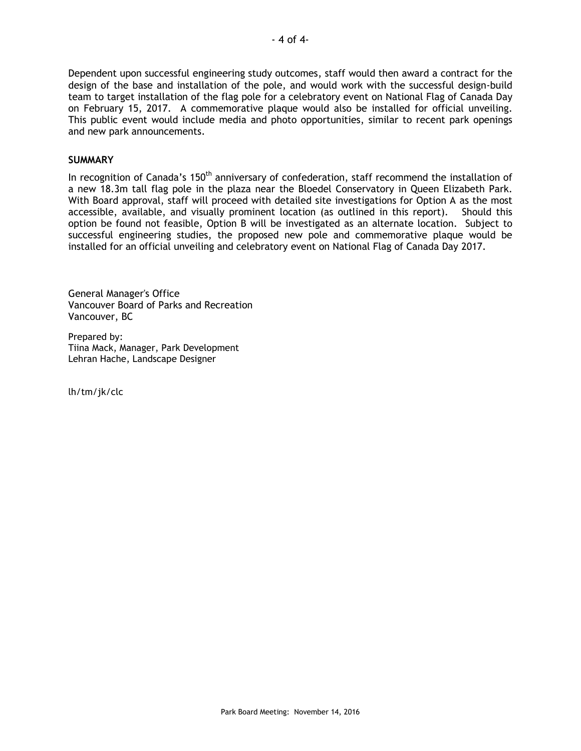Dependent upon successful engineering study outcomes, staff would then award a contract for the design of the base and installation of the pole, and would work with the successful design-build team to target installation of the flag pole for a celebratory event on National Flag of Canada Day on February 15, 2017. A commemorative plaque would also be installed for official unveiling. This public event would include media and photo opportunities, similar to recent park openings and new park announcements.

## SUMMARY

In recognition of Canada's 150th anniversary of confederation, staff recommend the installation of a new 18.3m tall flag pole in the plaza near the Bloedel Conservatory in Queen Elizabeth Park. With Board approval, staff will proceed with detailed site investigations for Option A as the most accessible, available, and visually prominent location (as outlined in this report). Should this option be found not feasible, Option B will be investigated as an alternate location. Subject to successful engineering studies, the proposed new pole and commemorative plaque would be installed for an official unveiling and celebratory event on National Flag of Canada Day 2017.

General Manager's Office
Vancouver Board of Parks and Recreation
Vancouver, BC

Prepared by:
Tiina Mack, Manager, Park Development
Lehran Hache, Landscape Designer

lh/tm/jk/clc